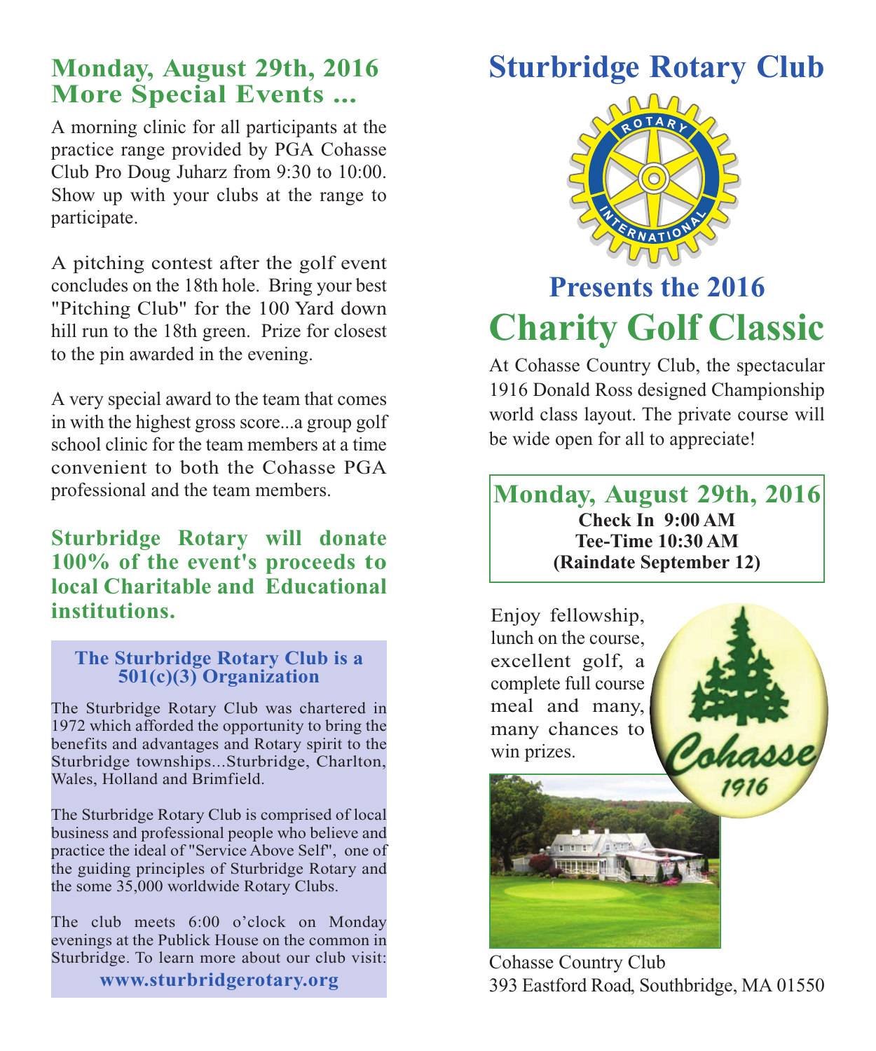## Monday, August 29th, 2016
## More Special Events ...

A morning clinic for all participants at the practice range provided by PGA Cohasse Club Pro Doug Juharz from 9:30 to 10:00. Show up with your clubs at the range to participate.

A pitching contest after the golf event concludes on the 18th hole. Bring your best "Pitching Club" for the 100 Yard down hill run to the 18th green. Prize for closest to the pin awarded in the evening.

A very special award to the team that comes in with the highest gross score...a group golf school clinic for the team members at a time convenient to both the Cohasse PGA professional and the team members.

**Sturbridge Rotary will donate 100% of the event's proceeds to local Charitable and Educational institutions.**

### The Sturbridge Rotary Club is a 501(c)(3) Organization

The Sturbridge Rotary Club was chartered in 1972 which afforded the opportunity to bring the benefits and advantages and Rotary spirit to the Sturbridge townships...Sturbridge, Charlton, Wales, Holland and Brimfield.

The Sturbridge Rotary Club is comprised of local business and professional people who believe and practice the ideal of "Service Above Self", one of the guiding principles of Sturbridge Rotary and the some 35,000 worldwide Rotary Clubs.

The club meets 6:00 o'clock on Monday evenings at the Publick House on the common in Sturbridge. To learn more about our club visit:

**www.sturbridgerotary.org**

# Sturbridge Rotary Club

ROTARY INTERNATIONAL

## Presents the 2016
# Charity Golf Classic

At Cohasse Country Club, the spectacular 1916 Donald Ross designed Championship world class layout. The private course will be wide open for all to appreciate!

## Monday, August 29th, 2016

**Check In 9:00 AM**
**Tee-Time 10:30 AM**
**(Raindate September 12)**

Enjoy fellowship, lunch on the course, excellent golf, a complete full course meal and many, many chances to win prizes.

Cohasse 1916

Cohasse Country Club
393 Eastford Road, Southbridge, MA 01550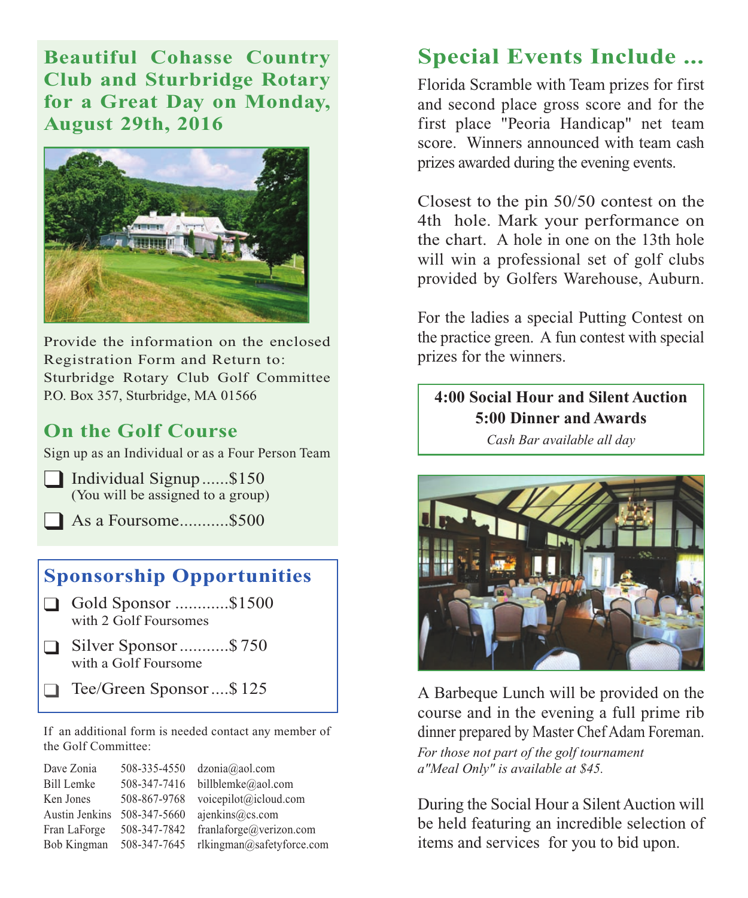## Beautiful Cohasse Country Club and Sturbridge Rotary for a Great Day on Monday, August 29th, 2016

Provide the information on the enclosed Registration Form and Return to:
Sturbridge Rotary Club Golf Committee
P.O. Box 357, Sturbridge, MA 01566

## On the Golf Course

Sign up as an Individual or as a Four Person Team

- ❑ Individual Signup......$150
  (You will be assigned to a group)
- ❑ As a Foursome...........$500

## Sponsorship Opportunities

- ❑ Gold Sponsor ............$1500
  with 2 Golf Foursomes
- ❑ Silver Sponsor...........$ 750
  with a Golf Foursome
- ❑ Tee/Green Sponsor....$ 125

If an additional form is needed contact any member of the Golf Committee:

| | | |
|---|---|---|
| Dave Zonia | 508-335-4550 | dzonia@aol.com |
| Bill Lemke | 508-347-7416 | billblemke@aol.com |
| Ken Jones | 508-867-9768 | voicepilot@icloud.com |
| Austin Jenkins | 508-347-5660 | ajenkins@cs.com |
| Fran LaForge | 508-347-7842 | franlaforge@verizon.com |
| Bob Kingman | 508-347-7645 | rlkingman@safetyforce.com |

## Special Events Include ...

Florida Scramble with Team prizes for first and second place gross score and for the first place "Peoria Handicap" net team score. Winners announced with team cash prizes awarded during the evening events.

Closest to the pin 50/50 contest on the 4th hole. Mark your performance on the chart. A hole in one on the 13th hole will win a professional set of golf clubs provided by Golfers Warehouse, Auburn.

For the ladies a special Putting Contest on the practice green. A fun contest with special prizes for the winners.

**4:00 Social Hour and Silent Auction**
**5:00 Dinner and Awards**
*Cash Bar available all day*

A Barbeque Lunch will be provided on the course and in the evening a full prime rib dinner prepared by Master Chef Adam Foreman.
*For those not part of the golf tournament a"Meal Only" is available at $45.*

During the Social Hour a Silent Auction will be held featuring an incredible selection of items and services for you to bid upon.